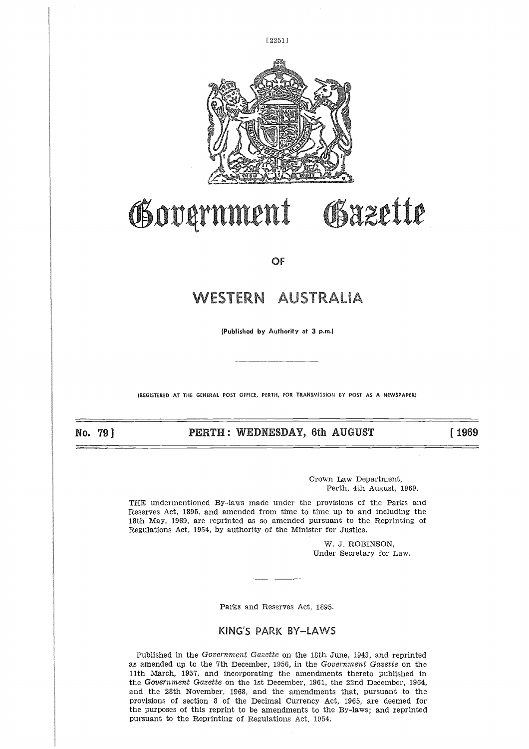# Government Gazette

OF

# WESTERN AUSTRALIA

(Published by Authority at 3 p.m.)

(REGISTERED AT THE GENERAL POST OFFICE, PERTH, FOR TRANSMISSION BY POST AS A NEWSPAPER)

**No. 79] PERTH: WEDNESDAY, 6th AUGUST [1969**

Crown Law Department,
Perth, 4th August, 1969.

THE undermentioned By-laws made under the provisions of the Parks and Reserves Act, 1895, and amended from time to time up to and including the 18th May, 1969, are reprinted as so amended pursuant to the Reprinting of Regulations Act, 1954, by authority of the Minister for Justice.

W. J. ROBINSON,
Under Secretary for Law.

Parks and Reserves Act, 1895.

## KING'S PARK BY-LAWS

Published in the *Government Gazette* on the 18th June, 1943, and reprinted as amended up to the 7th December, 1956, in the *Government Gazette* on the 11th March, 1957, and incorporating the amendments thereto published in the *Government Gazette* on the 1st December, 1961, the 22nd December, 1964, and the 28th November, 1968, and the amendments that, pursuant to the provisions of section 8 of the Decimal Currency Act, 1965, are deemed for the purposes of this reprint to be amendments to the By-laws; and reprinted pursuant to the Reprinting of Regulations Act, 1954.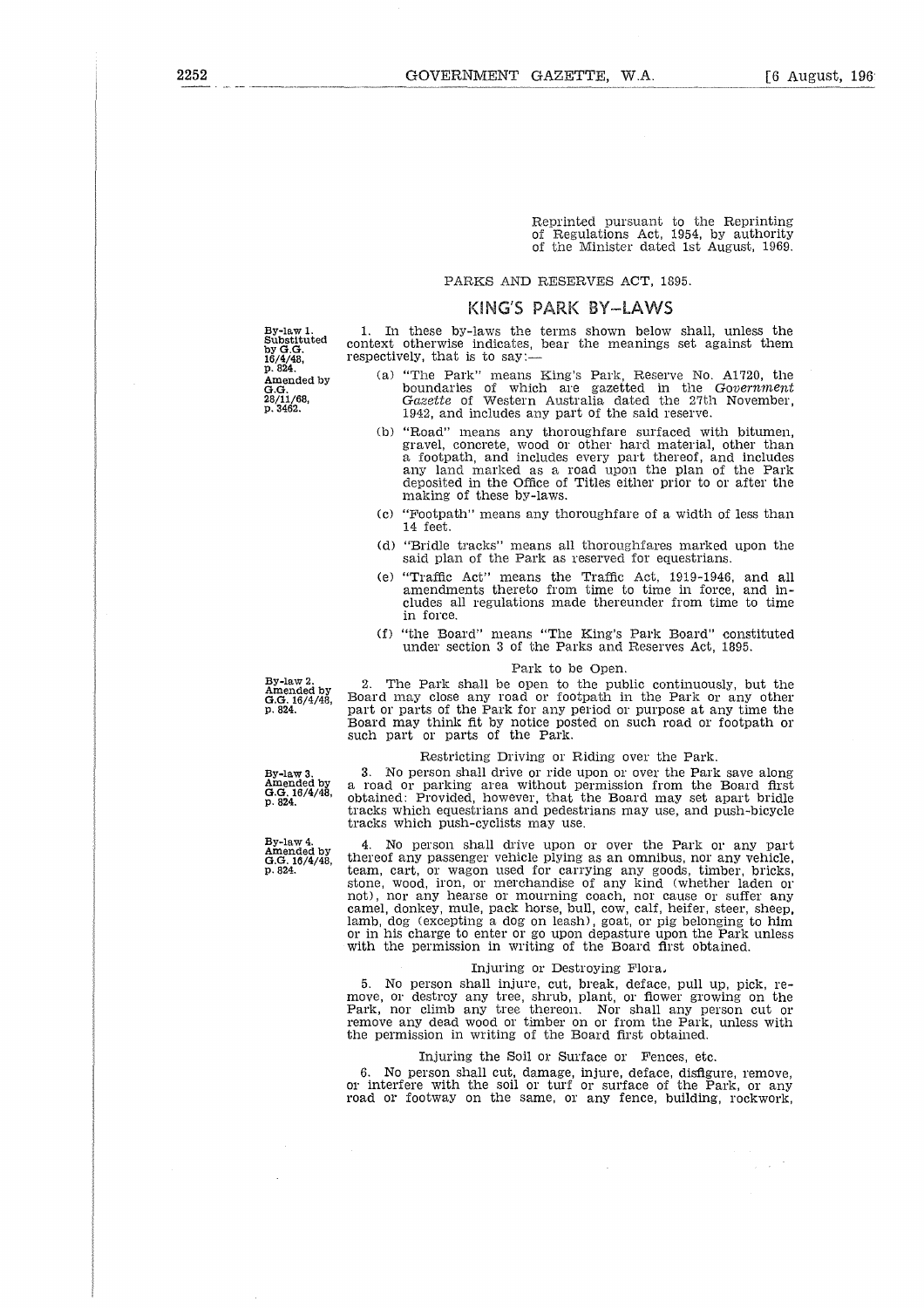Reprinted pursuant to the Reprinting of Regulations Act, 1954, by authority of the Minister dated 1st August, 1969.

PARKS AND RESERVES ACT, 1895.

# KING'S PARK BY-LAWS

By-law 1. Substituted by G.G. 16/4/48, p. 824. Amended by G.G. 28/11/68, p. 3462.

1. In these by-laws the terms shown below shall, unless the context otherwise indicates, bear the meanings set against them respectively, that is to say:—

(a) "The Park" means King's Park, Reserve No. A1720, the boundaries of which are gazetted in the *Government Gazette* of Western Australia dated the 27th November, 1942, and includes any part of the said reserve.

(b) "Road" means any thoroughfare surfaced with bitumen, gravel, concrete, wood or other hard material, other than a footpath, and includes every part thereof, and includes any land marked as a road upon the plan of the Park deposited in the Office of Titles either prior to or after the making of these by-laws.

(c) "Footpath" means any thoroughfare of a width of less than 14 feet.

(d) "Bridle tracks" means all thoroughfares marked upon the said plan of the Park as reserved for equestrians.

(e) "Traffic Act" means the Traffic Act, 1919-1946, and all amendments thereto from time to time in force, and includes all regulations made thereunder from time to time in force.

(f) "the Board" means "The King's Park Board" constituted under section 3 of the Parks and Reserves Act, 1895.

Park to be Open.

By-law 2. Amended by G.G. 16/4/48, p. 824.

2. The Park shall be open to the public continuously, but the Board may close any road or footpath in the Park or any other part or parts of the Park for any period or purpose at any time the Board may think fit by notice posted on such road or footpath or such part or parts of the Park.

Restricting Driving or Riding over the Park.

By-law 3. Amended by G.G. 16/4/48, p. 824.

3. No person shall drive or ride upon or over the Park save along a road or parking area without permission from the Board first obtained: Provided, however, that the Board may set apart bridle tracks which equestrians and pedestrians may use, and push-bicycle tracks which push-cyclists may use.

By-law 4. Amended by G.G. 16/4/48, p. 824.

4. No person shall drive upon or over the Park or any part thereof any passenger vehicle plying as an omnibus, nor any vehicle, team, cart, or wagon used for carrying any goods, timber, bricks, stone, wood, iron, or merchandise of any kind (whether laden or not), nor any hearse or mourning coach, nor cause or suffer any camel, donkey, mule, pack horse, bull, cow, calf, heifer, steer, sheep, lamb, dog (excepting a dog on leash), goat, or pig belonging to him or in his charge to enter or go upon depasture upon the Park unless with the permission in writing of the Board first obtained.

Injuring or Destroying Flora.

5. No person shall injure, cut, break, deface, pull up, pick, remove, or destroy any tree, shrub, plant, or flower growing on the Park, nor climb any tree thereon. Nor shall any person cut or remove any dead wood or timber on or from the Park, unless with the permission in writing of the Board first obtained.

Injuring the Soil or Surface or Fences, etc.

6. No person shall cut, damage, injure, deface, disfigure, remove, or interfere with the soil or turf or surface of the Park, or any road or footway on the same, or any fence, building, rockwork,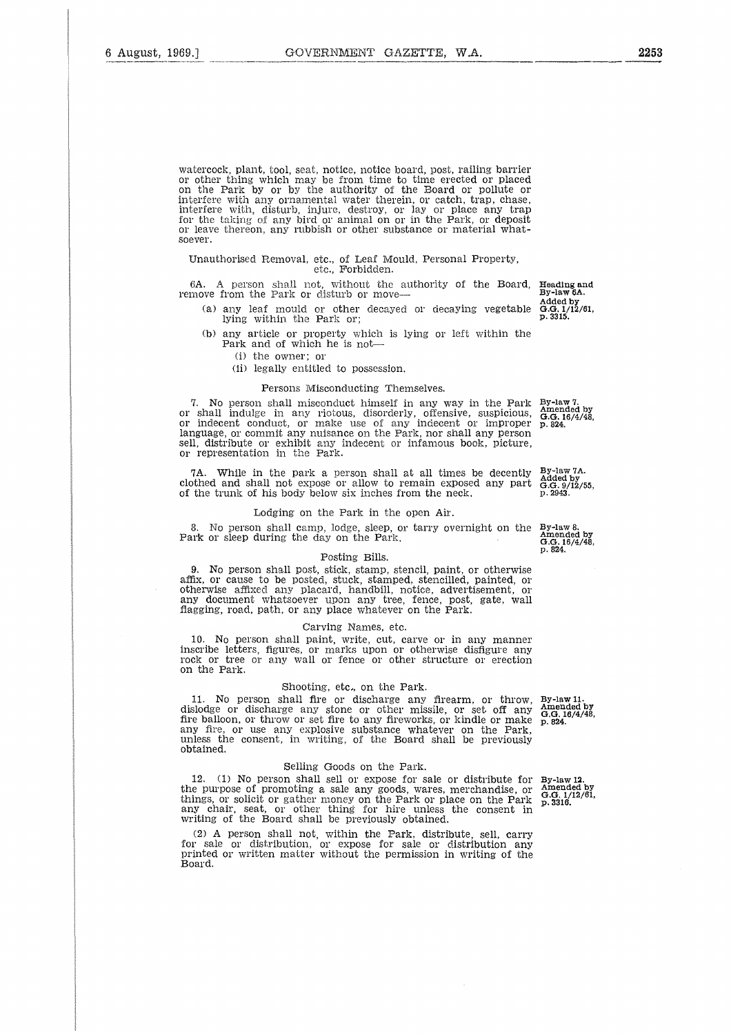watercock, plant, tool, seat, notice, notice board, post, railing barrier or other thing which may be from time to time erected or placed on the Park by or by the authority of the Board or pollute or interfere with any ornamental water therein, or catch, trap, chase, interfere with, disturb, injure, destroy, or lay or place any trap for the taking of any bird or animal on or in the Park, or deposit or leave thereon, any rubbish or other substance or material whatsoever.

### Unauthorised Removal, etc., of Leaf Mould, Personal Property, etc., Forbidden.

6A. A person shall not, without the authority of the Board, remove from the Park or disturb or move—

(a) any leaf mould or other decayed or decaying vegetable lying within the Park or;

(b) any article or property which is lying or left within the Park and of which he is not—

(i) the owner; or

(ii) legally entitled to possession.

*Heading and By-law 6A. Added by G.G. 1/12/61, p. 3315.*

### Persons Misconducting Themselves.

7. No person shall misconduct himself in any way in the Park or shall indulge in any riotous, disorderly, offensive, suspicious, or indecent conduct, or make use of any indecent or improper language, or commit any nuisance on the Park, nor shall any person sell, distribute or exhibit any indecent or infamous book, picture, or representation in the Park.

*By-law 7. Amended by G.G. 16/4/48, p. 824.*

7A. While in the park a person shall at all times be decently clothed and shall not expose or allow to remain exposed any part of the trunk of his body below six inches from the neck.

*By-law 7A. Added by G.G. 9/12/55, p. 2943.*

### Lodging on the Park in the open Air.

8. No person shall camp, lodge, sleep, or tarry overnight on the Park or sleep during the day on the Park.

*By-law 8. Amended by G.G. 16/4/48, p. 824.*

### Posting Bills.

9. No person shall post, stick, stamp, stencil, paint, or otherwise affix, or cause to be posted, stuck, stamped, stencilled, painted, or otherwise affixed any placard, handbill, notice, advertisement, or any document whatsoever upon any tree, fence, post, gate, wall flagging, road, path, or any place whatever on the Park.

### Carving Names, etc.

10. No person shall paint, write, cut, carve or in any manner inscribe letters, figures, or marks upon or otherwise disfigure any rock or tree or any wall or fence or other structure or erection on the Park.

### Shooting, etc., on the Park.

11. No person shall fire or discharge any firearm, or throw, dislodge or discharge any stone or other missile, or set off any fire balloon, or throw or set fire to any fireworks, or kindle or make any fire, or use any explosive substance whatever on the Park, unless the consent, in writing, of the Board shall be previously obtained.

*By-law 11. Amended by G.G. 16/4/48, p. 824.*

### Selling Goods on the Park.

12. (1) No person shall sell or expose for sale or distribute for the purpose of promoting a sale any goods, wares, merchandise, or things, or solicit or gather money on the Park or place on the Park any chair, seat, or other thing for hire unless the consent in writing of the Board shall be previously obtained.

(2) A person shall not, within the Park, distribute, sell, carry for sale or distribution, or expose for sale or distribution any printed or written matter without the permission in writing of the Board.

*By-law 12. Amended by G.G. 1/12/61, p. 3316.*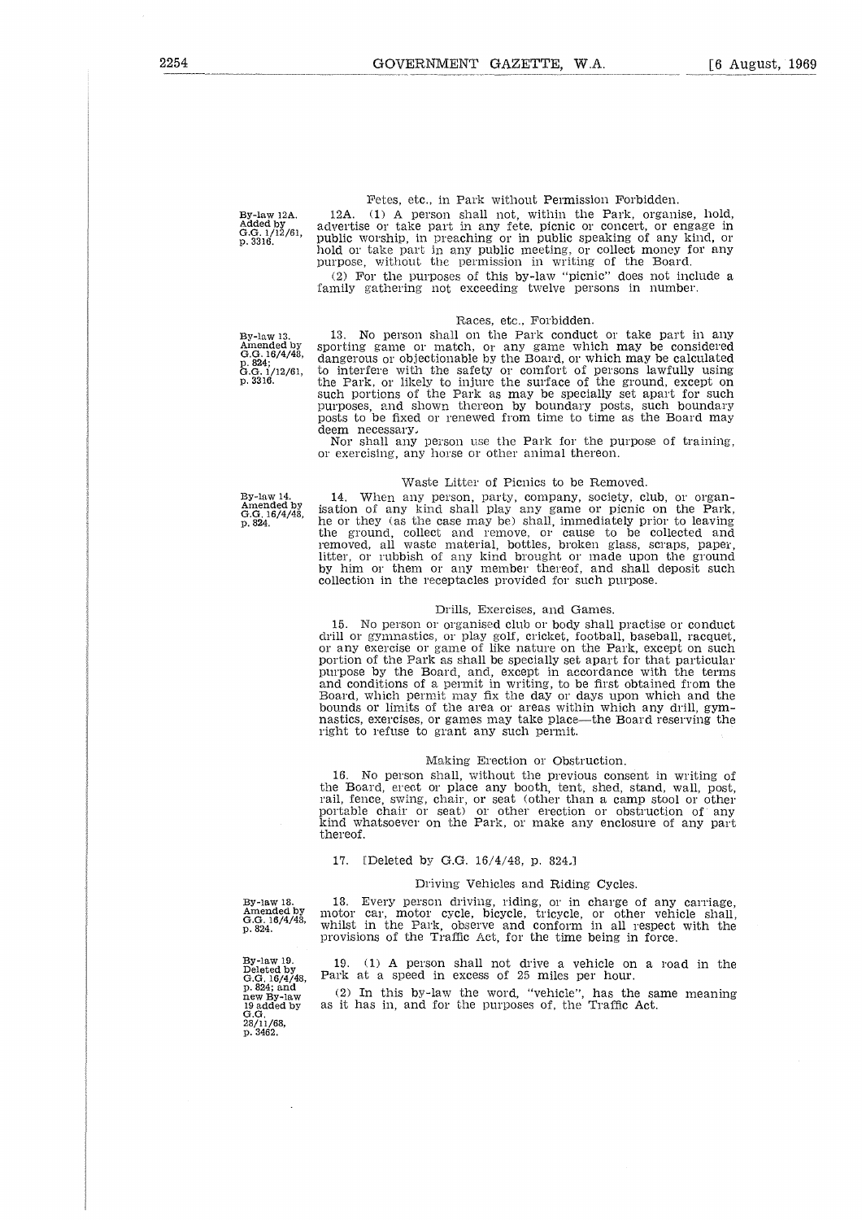### Fetes, etc., in Park without Permission Forbidden.

By-law 12A. Added by G.G. 1/12/61, p. 3316.

12A. (1) A person shall not, within the Park, organise, hold, advertise or take part in any fete, picnic or concert, or engage in public worship, in preaching or in public speaking of any kind, or hold or take part in any public meeting, or collect money for any purpose, without the permission in writing of the Board.

(2) For the purposes of this by-law "picnic" does not include a family gathering not exceeding twelve persons in number.

### Races, etc., Forbidden.

By-law 13. Amended by G.G. 16/4/48, p. 824; G.G. 1/12/61, p. 3316.

13. No person shall on the Park conduct or take part in any sporting game or match, or any game which may be considered dangerous or objectionable by the Board, or which may be calculated to interfere with the safety or comfort of persons lawfully using the Park, or likely to injure the surface of the ground, except on such portions of the Park as may be specially set apart for such purposes, and shown thereon by boundary posts, such boundary posts to be fixed or renewed from time to time as the Board may deem necessary.

Nor shall any person use the Park for the purpose of training, or exercising, any horse or other animal thereon.

### Waste Litter of Picnics to be Removed.

By-law 14. Amended by G.G. 16/4/48, p. 824.

14. When any person, party, company, society, club, or organisation of any kind shall play any game or picnic on the Park, he or they (as the case may be) shall, immediately prior to leaving the ground, collect and remove, or cause to be collected and removed, all waste material, bottles, broken glass, scraps, paper, litter, or rubbish of any kind brought or made upon the ground by him or them or any member thereof, and shall deposit such collection in the receptacles provided for such purpose.

### Drills, Exercises, and Games.

15. No person or organised club or body shall practise or conduct drill or gymnastics, or play golf, cricket, football, baseball, racquet, or any exercise or game of like nature on the Park, except on such portion of the Park as shall be specially set apart for that particular purpose by the Board, and, except in accordance with the terms and conditions of a permit in writing, to be first obtained from the Board, which permit may fix the day or days upon which and the bounds or limits of the area or areas within which any drill, gymnastics, exercises, or games may take place—the Board reserving the right to refuse to grant any such permit.

### Making Erection or Obstruction.

16. No person shall, without the previous consent in writing of the Board, erect or place any booth, tent, shed, stand, wall, post, rail, fence, swing, chair, or seat (other than a camp stool or other portable chair or seat) or other erection or obstruction of any kind whatsoever on the Park, or make any enclosure of any part thereof.

17. [Deleted by G.G. 16/4/48, p. 824.]

### Driving Vehicles and Riding Cycles.

By-law 18. Amended by G.G. 16/4/48, p. 824.

18. Every person driving, riding, or in charge of any carriage, motor car, motor cycle, bicycle, tricycle, or other vehicle shall, whilst in the Park, observe and conform in all respect with the provisions of the Traffic Act, for the time being in force.

By-law 19. Deleted by G.G. 16/4/48, p. 824; and new By-law 19 added by G.G. 28/11/68, p. 3462.

19. (1) A person shall not drive a vehicle on a road in the Park at a speed in excess of 25 miles per hour.

(2) In this by-law the word, "vehicle", has the same meaning as it has in, and for the purposes of, the Traffic Act.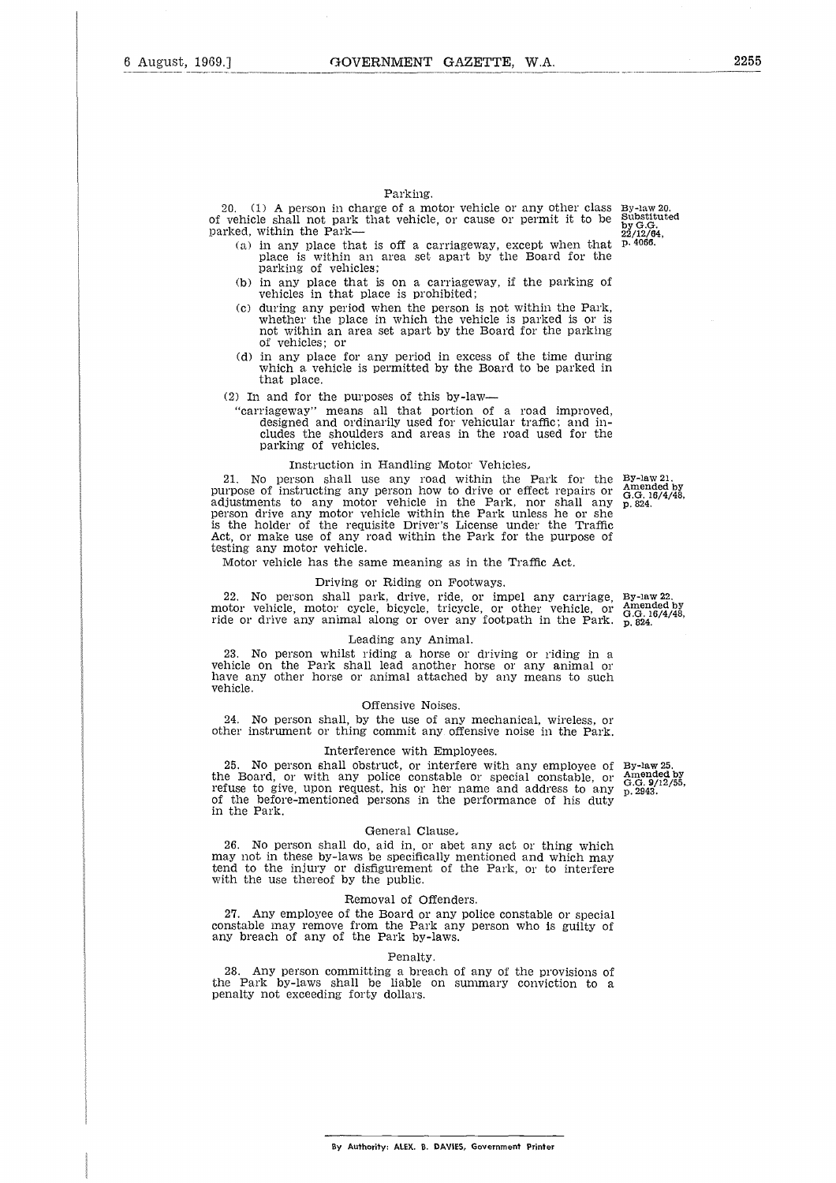### Parking.

20. (1) A person in charge of a motor vehicle or any other class of vehicle shall not park that vehicle, or cause or permit it to be parked, within the Park—

By-law 20. Substituted by G.G. 22/12/64, p. 4066.

(a) in any place that is off a carriageway, except when that place is within an area set apart by the Board for the parking of vehicles;

(b) in any place that is on a carriageway, if the parking of vehicles in that place is prohibited;

(c) during any period when the person is not within the Park, whether the place in which the vehicle is parked is or is not within an area set apart by the Board for the parking of vehicles; or

(d) in any place for any period in excess of the time during which a vehicle is permitted by the Board to be parked in that place.

(2) In and for the purposes of this by-law—

"carriageway" means all that portion of a road improved, designed and ordinarily used for vehicular traffic; and includes the shoulders and areas in the road used for the parking of vehicles.

### Instruction in Handling Motor Vehicles.

21. No person shall use any road within the Park for the purpose of instructing any person how to drive or effect repairs or adjustments to any motor vehicle in the Park, nor shall any person drive any motor vehicle within the Park unless he or she is the holder of the requisite Driver's License under the Traffic Act, or make use of any road within the Park for the purpose of testing any motor vehicle.

By-law 21. Amended by G.G. 16/4/48, p. 824.

Motor vehicle has the same meaning as in the Traffic Act.

### Driving or Riding on Footways.

22. No person shall park, drive, ride, or impel any carriage, motor vehicle, motor cycle, bicycle, tricycle, or other vehicle, or ride or drive any animal along or over any footpath in the Park.

By-law 22. Amended by G.G. 16/4/48, p. 824.

### Leading any Animal.

23. No person whilst riding a horse or driving or riding in a vehicle on the Park shall lead another horse or any animal or have any other horse or animal attached by any means to such vehicle.

### Offensive Noises.

24. No person shall, by the use of any mechanical, wireless, or other instrument or thing commit any offensive noise in the Park.

### Interference with Employees.

25. No person shall obstruct, or interfere with any employee of the Board, or with any police constable or special constable, or refuse to give, upon request, his or her name and address to any of the before-mentioned persons in the performance of his duty in the Park.

By-law 25. Amended by G.G. 9/12/55, p. 2943.

### General Clause.

26. No person shall do, aid in, or abet any act or thing which may not in these by-laws be specifically mentioned and which may tend to the injury or disfigurement of the Park, or to interfere with the use thereof by the public.

### Removal of Offenders.

27. Any employee of the Board or any police constable or special constable may remove from the Park any person who is guilty of any breach of any of the Park by-laws.

### Penalty.

28. Any person committing a breach of any of the provisions of the Park by-laws shall be liable on summary conviction to a penalty not exceeding forty dollars.

By Authority: ALEX. B. DAVIES, Government Printer